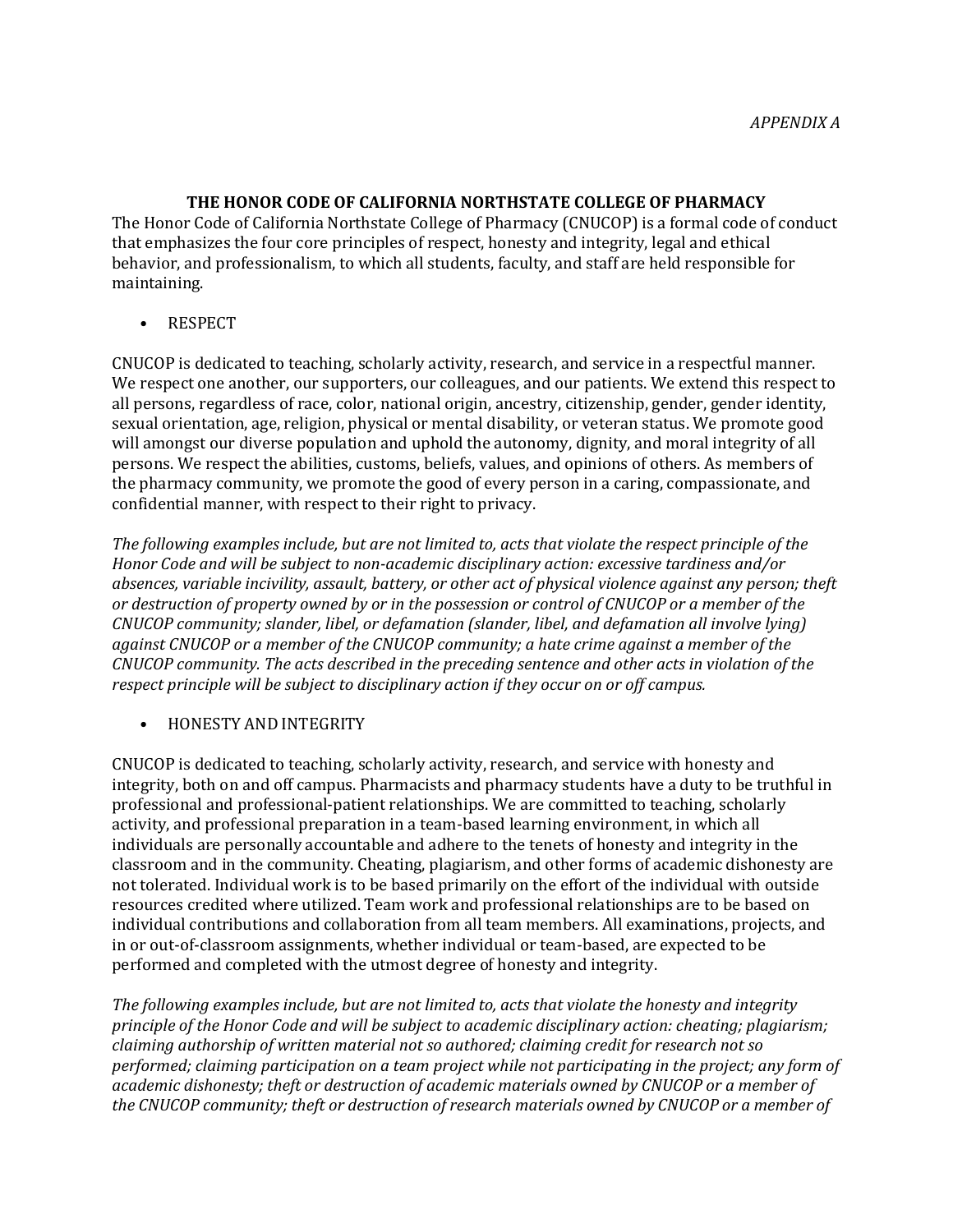*APPENDIX A*

## THE HONOR CODE OF CALIFORNIA NORTHSTATE COLLEGE OF PHARMACY

The Honor Code of California Northstate College of Pharmacy (CNUCOP) is a formal code of conduct that emphasizes the four core principles of respect, honesty and integrity, legal and ethical behavior, and professionalism, to which all students, faculty, and staff are held responsible for maintaining.

- RESPECT

CNUCOP is dedicated to teaching, scholarly activity, research, and service in a respectful manner. We respect one another, our supporters, our colleagues, and our patients. We extend this respect to all persons, regardless of race, color, national origin, ancestry, citizenship, gender, gender identity, sexual orientation, age, religion, physical or mental disability, or veteran status. We promote good will amongst our diverse population and uphold the autonomy, dignity, and moral integrity of all persons. We respect the abilities, customs, beliefs, values, and opinions of others. As members of the pharmacy community, we promote the good of every person in a caring, compassionate, and confidential manner, with respect to their right to privacy.

*The following examples include, but are not limited to, acts that violate the respect principle of the Honor Code and will be subject to non-academic disciplinary action: excessive tardiness and/or absences, variable incivility, assault, battery, or other act of physical violence against any person; theft or destruction of property owned by or in the possession or control of CNUCOP or a member of the CNUCOP community; slander, libel, or defamation (slander, libel, and defamation all involve lying) against CNUCOP or a member of the CNUCOP community; a hate crime against a member of the CNUCOP community. The acts described in the preceding sentence and other acts in violation of the respect principle will be subject to disciplinary action if they occur on or off campus.*

- HONESTY AND INTEGRITY

CNUCOP is dedicated to teaching, scholarly activity, research, and service with honesty and integrity, both on and off campus. Pharmacists and pharmacy students have a duty to be truthful in professional and professional-patient relationships. We are committed to teaching, scholarly activity, and professional preparation in a team-based learning environment, in which all individuals are personally accountable and adhere to the tenets of honesty and integrity in the classroom and in the community. Cheating, plagiarism, and other forms of academic dishonesty are not tolerated. Individual work is to be based primarily on the effort of the individual with outside resources credited where utilized. Team work and professional relationships are to be based on individual contributions and collaboration from all team members. All examinations, projects, and in or out-of-classroom assignments, whether individual or team-based, are expected to be performed and completed with the utmost degree of honesty and integrity.

*The following examples include, but are not limited to, acts that violate the honesty and integrity principle of the Honor Code and will be subject to academic disciplinary action: cheating; plagiarism; claiming authorship of written material not so authored; claiming credit for research not so performed; claiming participation on a team project while not participating in the project; any form of academic dishonesty; theft or destruction of academic materials owned by CNUCOP or a member of the CNUCOP community; theft or destruction of research materials owned by CNUCOP or a member of*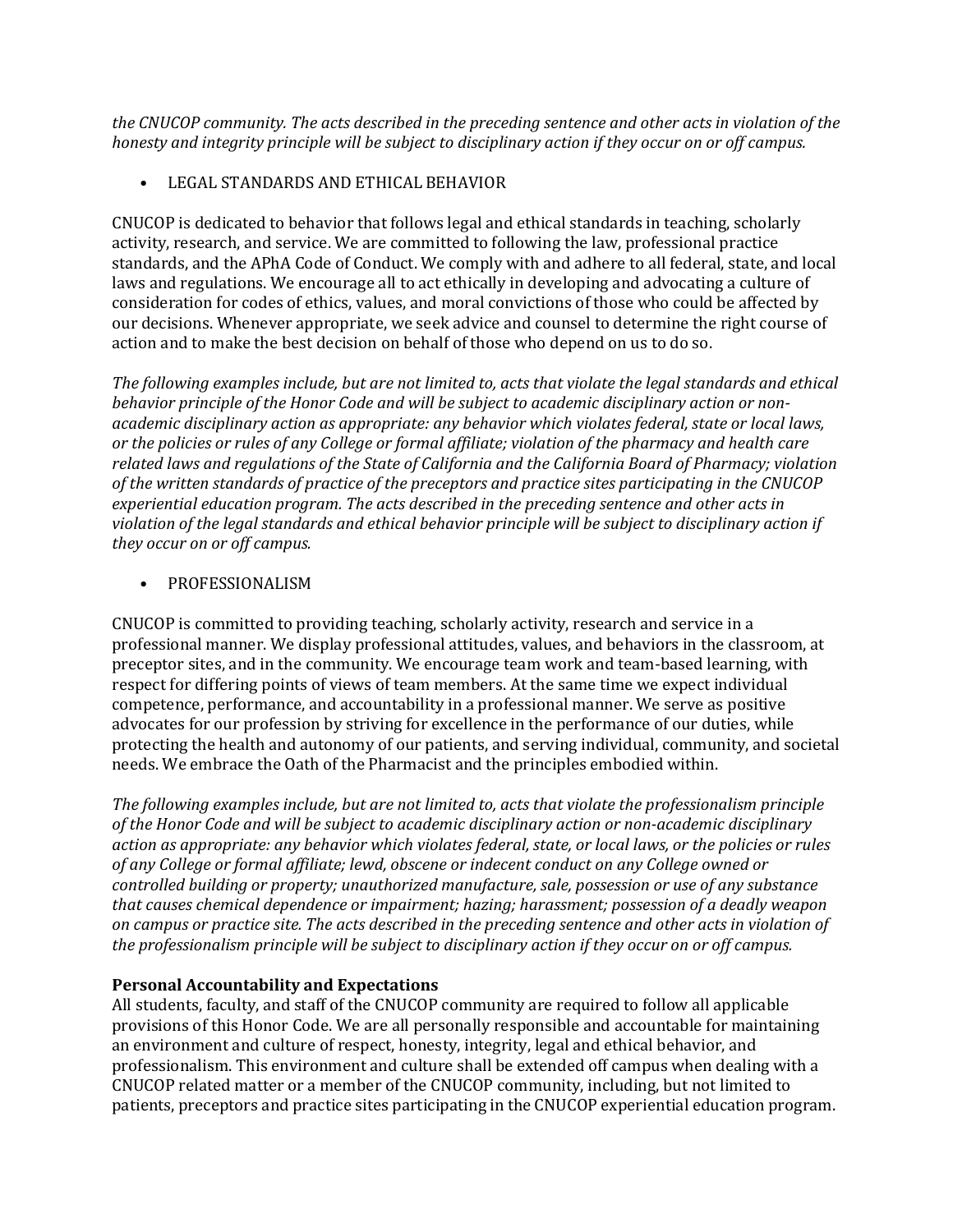*the CNUCOP community. The acts described in the preceding sentence and other acts in violation of the honesty and integrity principle will be subject to disciplinary action if they occur on or off campus.*

- LEGAL STANDARDS AND ETHICAL BEHAVIOR

CNUCOP is dedicated to behavior that follows legal and ethical standards in teaching, scholarly activity, research, and service. We are committed to following the law, professional practice standards, and the APhA Code of Conduct. We comply with and adhere to all federal, state, and local laws and regulations. We encourage all to act ethically in developing and advocating a culture of consideration for codes of ethics, values, and moral convictions of those who could be affected by our decisions. Whenever appropriate, we seek advice and counsel to determine the right course of action and to make the best decision on behalf of those who depend on us to do so.

*The following examples include, but are not limited to, acts that violate the legal standards and ethical behavior principle of the Honor Code and will be subject to academic disciplinary action or non-academic disciplinary action as appropriate: any behavior which violates federal, state or local laws, or the policies or rules of any College or formal affiliate; violation of the pharmacy and health care related laws and regulations of the State of California and the California Board of Pharmacy; violation of the written standards of practice of the preceptors and practice sites participating in the CNUCOP experiential education program. The acts described in the preceding sentence and other acts in violation of the legal standards and ethical behavior principle will be subject to disciplinary action if they occur on or off campus.*

- PROFESSIONALISM

CNUCOP is committed to providing teaching, scholarly activity, research and service in a professional manner. We display professional attitudes, values, and behaviors in the classroom, at preceptor sites, and in the community. We encourage team work and team-based learning, with respect for differing points of views of team members. At the same time we expect individual competence, performance, and accountability in a professional manner. We serve as positive advocates for our profession by striving for excellence in the performance of our duties, while protecting the health and autonomy of our patients, and serving individual, community, and societal needs. We embrace the Oath of the Pharmacist and the principles embodied within.

*The following examples include, but are not limited to, acts that violate the professionalism principle of the Honor Code and will be subject to academic disciplinary action or non-academic disciplinary action as appropriate: any behavior which violates federal, state, or local laws, or the policies or rules of any College or formal affiliate; lewd, obscene or indecent conduct on any College owned or controlled building or property; unauthorized manufacture, sale, possession or use of any substance that causes chemical dependence or impairment; hazing; harassment; possession of a deadly weapon on campus or practice site. The acts described in the preceding sentence and other acts in violation of the professionalism principle will be subject to disciplinary action if they occur on or off campus.*

**Personal Accountability and Expectations**

All students, faculty, and staff of the CNUCOP community are required to follow all applicable provisions of this Honor Code. We are all personally responsible and accountable for maintaining an environment and culture of respect, honesty, integrity, legal and ethical behavior, and professionalism. This environment and culture shall be extended off campus when dealing with a CNUCOP related matter or a member of the CNUCOP community, including, but not limited to patients, preceptors and practice sites participating in the CNUCOP experiential education program.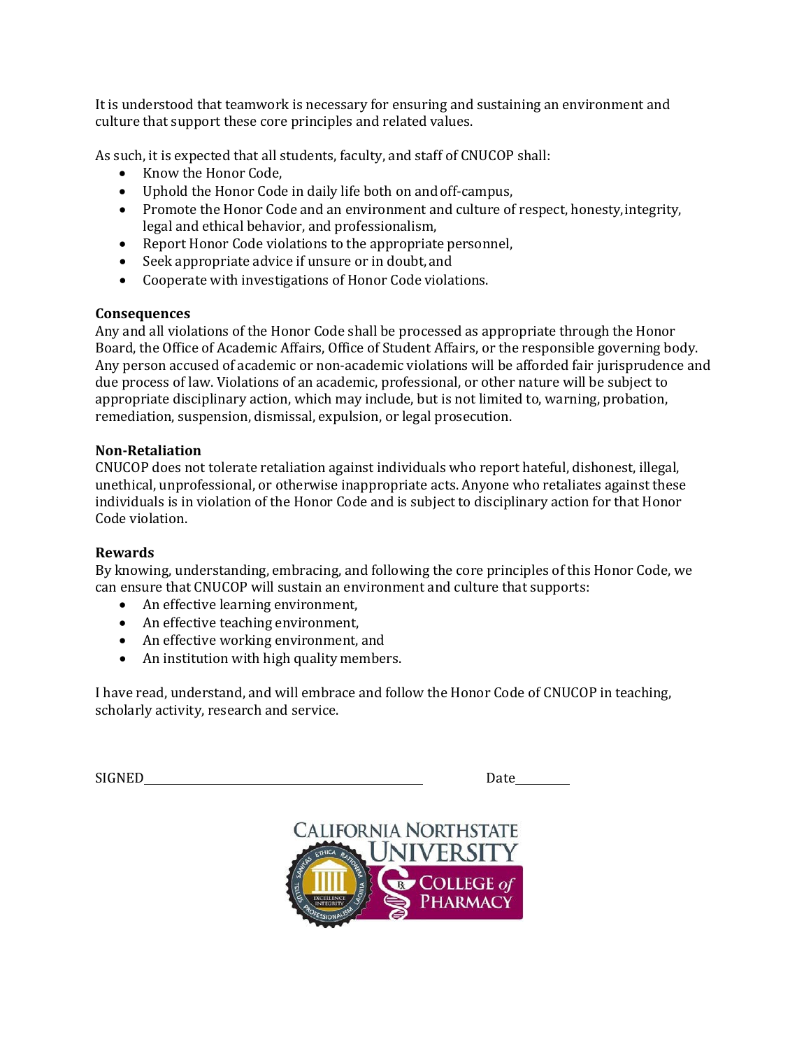It is understood that teamwork is necessary for ensuring and sustaining an environment and culture that support these core principles and related values.

As such, it is expected that all students, faculty, and staff of CNUCOP shall:

- Know the Honor Code,
- Uphold the Honor Code in daily life both on and off-campus,
- Promote the Honor Code and an environment and culture of respect, honesty, integrity, legal and ethical behavior, and professionalism,
- Report Honor Code violations to the appropriate personnel,
- Seek appropriate advice if unsure or in doubt, and
- Cooperate with investigations of Honor Code violations.

**Consequences**

Any and all violations of the Honor Code shall be processed as appropriate through the Honor Board, the Office of Academic Affairs, Office of Student Affairs, or the responsible governing body. Any person accused of academic or non-academic violations will be afforded fair jurisprudence and due process of law. Violations of an academic, professional, or other nature will be subject to appropriate disciplinary action, which may include, but is not limited to, warning, probation, remediation, suspension, dismissal, expulsion, or legal prosecution.

**Non-Retaliation**

CNUCOP does not tolerate retaliation against individuals who report hateful, dishonest, illegal, unethical, unprofessional, or otherwise inappropriate acts. Anyone who retaliates against these individuals is in violation of the Honor Code and is subject to disciplinary action for that Honor Code violation.

**Rewards**

By knowing, understanding, embracing, and following the core principles of this Honor Code, we can ensure that CNUCOP will sustain an environment and culture that supports:

- An effective learning environment,
- An effective teaching environment,
- An effective working environment, and
- An institution with high quality members.

I have read, understand, and will embrace and follow the Honor Code of CNUCOP in teaching, scholarly activity, research and service.

SIGNED\_\_\_\_\_\_\_\_\_\_\_\_\_\_\_\_\_\_\_\_\_\_\_\_\_\_\_\_\_\_\_\_\_\_\_\_\_\_\_\_\_\_\_\_ Date\_\_\_\_\_\_\_\_\_

CALIFORNIA NORTHSTATE UNIVERSITY COLLEGE of PHARMACY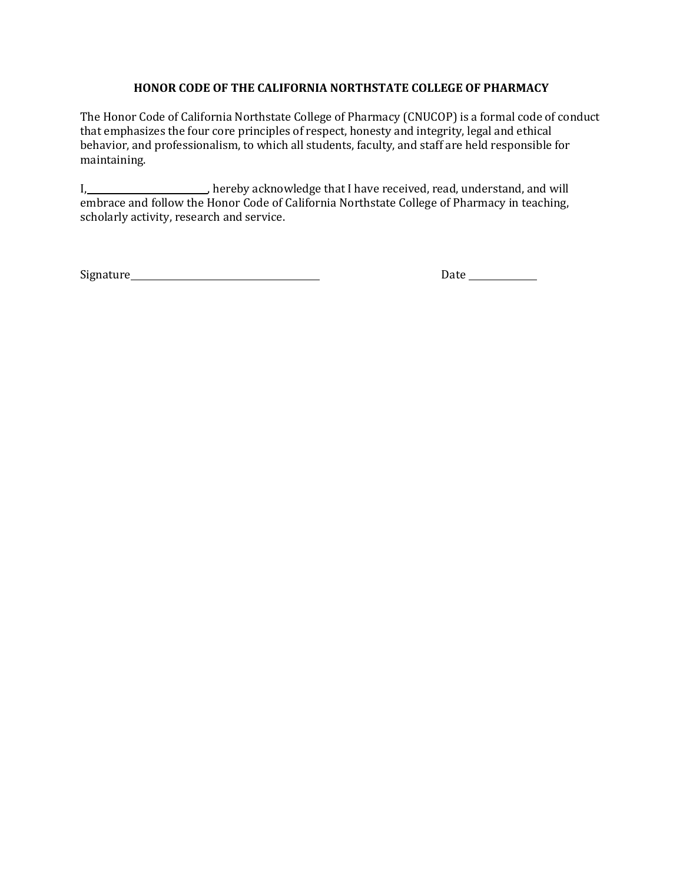**HONOR CODE OF THE CALIFORNIA NORTHSTATE COLLEGE OF PHARMACY**

The Honor Code of California Northstate College of Pharmacy (CNUCOP) is a formal code of conduct that emphasizes the four core principles of respect, honesty and integrity, legal and ethical behavior, and professionalism, to which all students, faculty, and staff are held responsible for maintaining.

I,\_\_\_\_\_\_\_\_\_\_\_\_\_\_\_\_\_\_\_\_\_\_\_\_\_\_, hereby acknowledge that I have received, read, understand, and will embrace and follow the Honor Code of California Northstate College of Pharmacy in teaching, scholarly activity, research and service.

Signature\_\_\_\_\_\_\_\_\_\_\_\_\_\_\_\_\_\_\_\_\_\_\_\_\_\_\_\_\_\_\_\_\_\_\_\_\_\_\_\_ Date \_\_\_\_\_\_\_\_\_\_\_\_\_\_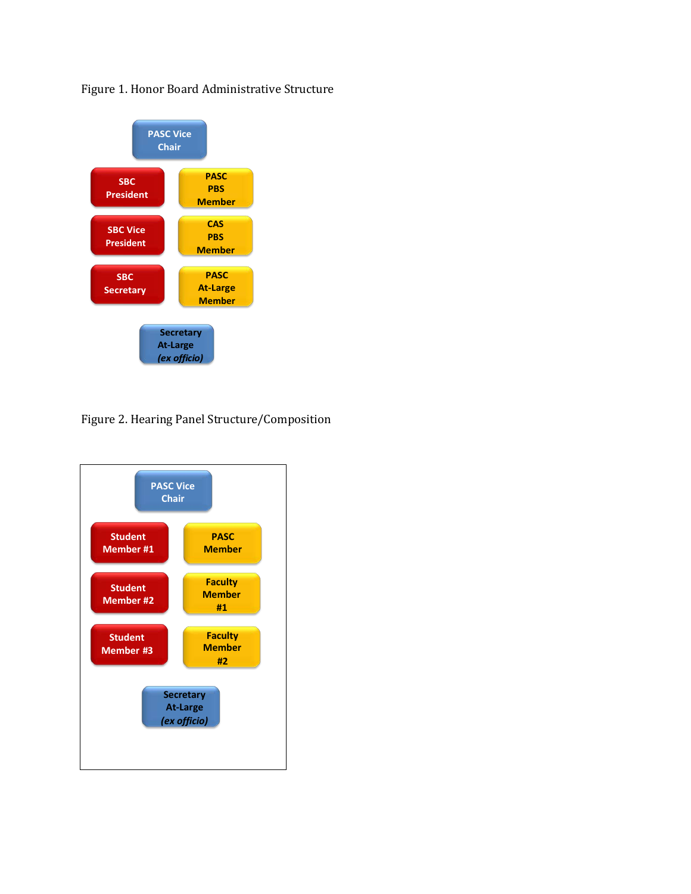Figure 1. Honor Board Administrative Structure

PASC Vice Chair

SBC President

PASC PBS Member

SBC Vice President

CAS PBS Member

SBC Secretary

PASC At-Large Member

Secretary At-Large *(ex officio)*

Figure 2. Hearing Panel Structure/Composition

PASC Vice Chair

Student Member #1

PASC Member

Student Member #2

Faculty Member #1

Student Member #3

Faculty Member #2

Secretary At-Large *(ex officio)*